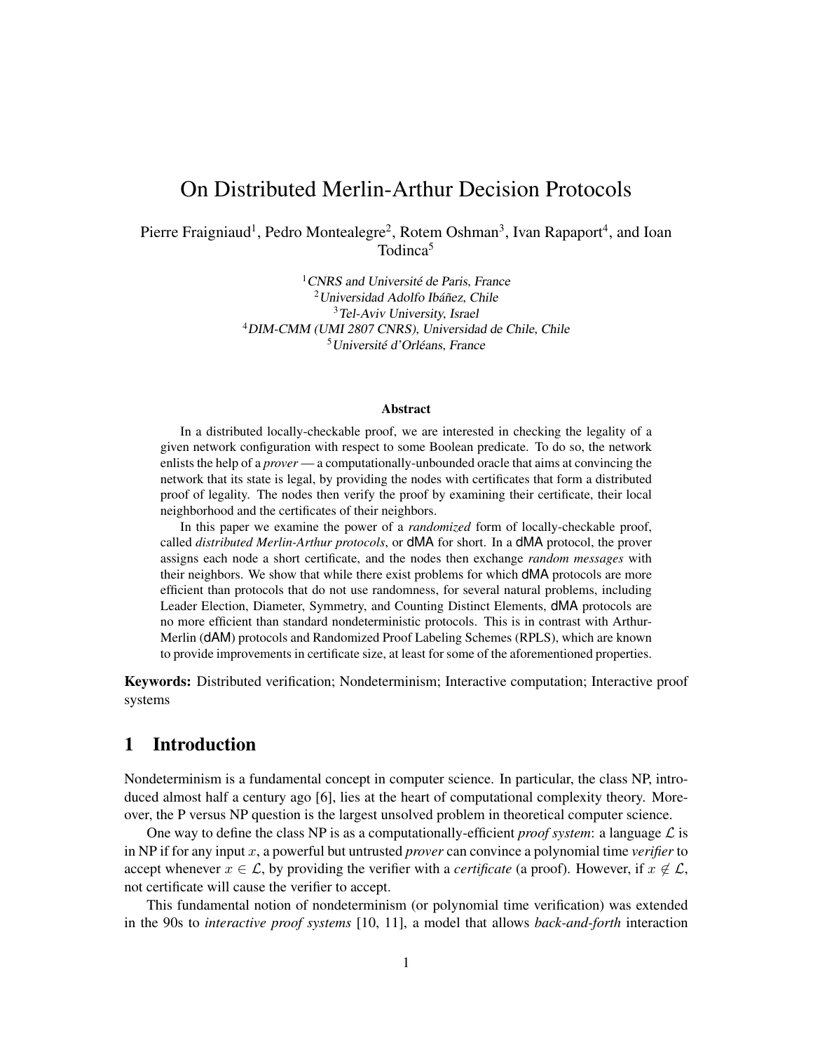# On Distributed Merlin-Arthur Decision Protocols

Pierre Fraigniaud[1], Pedro Montealegre[2], Rotem Oshman[3], Ivan Rapaport[4], and Ioan Todinca[5]

[1]*CNRS and Université de Paris, France*
[2]*Universidad Adolfo Ibáñez, Chile*
[3]*Tel-Aviv University, Israel*
[4]*DIM-CMM (UMI 2807 CNRS), Universidad de Chile, Chile*
[5]*Université d'Orléans, France*

### Abstract

In a distributed locally-checkable proof, we are interested in checking the legality of a given network configuration with respect to some Boolean predicate. To do so, the network enlists the help of a *prover* — a computationally-unbounded oracle that aims at convincing the network that its state is legal, by providing the nodes with certificates that form a distributed proof of legality. The nodes then verify the proof by examining their certificate, their local neighborhood and the certificates of their neighbors.

In this paper we examine the power of a *randomized* form of locally-checkable proof, called *distributed Merlin-Arthur protocols*, or dMA for short. In a dMA protocol, the prover assigns each node a short certificate, and the nodes then exchange *random messages* with their neighbors. We show that while there exist problems for which dMA protocols are more efficient than protocols that do not use randomness, for several natural problems, including Leader Election, Diameter, Symmetry, and Counting Distinct Elements, dMA protocols are no more efficient than standard nondeterministic protocols. This is in contrast with Arthur-Merlin (dAM) protocols and Randomized Proof Labeling Schemes (RPLS), which are known to provide improvements in certificate size, at least for some of the aforementioned properties.

**Keywords:** Distributed verification; Nondeterminism; Interactive computation; Interactive proof systems

## 1 Introduction

Nondeterminism is a fundamental concept in computer science. In particular, the class NP, introduced almost half a century ago [6], lies at the heart of computational complexity theory. Moreover, the P versus NP question is the largest unsolved problem in theoretical computer science.

One way to define the class NP is as a computationally-efficient *proof system*: a language $\mathcal{L}$ is in NP if for any input $x$, a powerful but untrusted *prover* can convince a polynomial time *verifier* to accept whenever $x \in \mathcal{L}$, by providing the verifier with a *certificate* (a proof). However, if $x \notin \mathcal{L}$, not certificate will cause the verifier to accept.

This fundamental notion of nondeterminism (or polynomial time verification) was extended in the 90s to *interactive proof systems* [10, 11], a model that allows *back-and-forth* interaction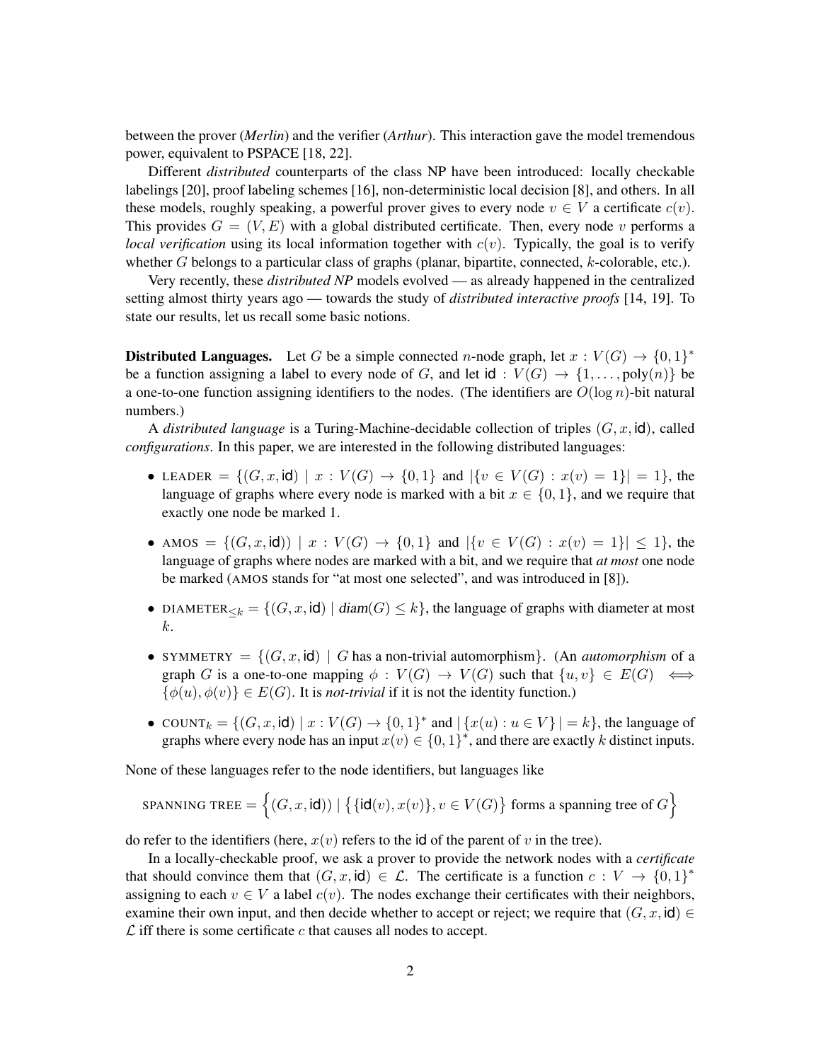between the prover (***Merlin***) and the verifier (***Arthur***). This interaction gave the model tremendous power, equivalent to PSPACE [18, 22].

Different *distributed* counterparts of the class NP have been introduced: locally checkable labelings [20], proof labeling schemes [16], non-deterministic local decision [8], and others. In all these models, roughly speaking, a powerful prover gives to every node $v \in V$ a certificate $c(v)$. This provides $G = (V, E)$ with a global distributed certificate. Then, every node $v$ performs a *local verification* using its local information together with $c(v)$. Typically, the goal is to verify whether $G$ belongs to a particular class of graphs (planar, bipartite, connected, $k$-colorable, etc.).

Very recently, these *distributed NP* models evolved — as already happened in the centralized setting almost thirty years ago — towards the study of *distributed interactive proofs* [14, 19]. To state our results, let us recall some basic notions.

**Distributed Languages.** Let $G$ be a simple connected $n$-node graph, let $x : V(G) \to \{0,1\}^*$ be a function assigning a label to every node of $G$, and let $\mathsf{id} : V(G) \to \{1, \ldots, \text{poly}(n)\}$ be a one-to-one function assigning identifiers to the nodes. (The identifiers are $O(\log n)$-bit natural numbers.)

A *distributed language* is a Turing-Machine-decidable collection of triples $(G, x, \mathsf{id})$, called *configurations*. In this paper, we are interested in the following distributed languages:

- LEADER $= \{(G, x, \mathsf{id}) \mid x : V(G) \to \{0,1\}$ and $|\{v \in V(G) : x(v) = 1\}| = 1\}$, the language of graphs where every node is marked with a bit $x \in \{0,1\}$, and we require that exactly one node be marked 1.
- AMOS $= \{(G, x, \mathsf{id})) \mid x : V(G) \to \{0,1\}$ and $|\{v \in V(G) : x(v) = 1\}| \leq 1\}$, the language of graphs where nodes are marked with a bit, and we require that *at most* one node be marked (AMOS stands for "at most one selected", and was introduced in [8]).
- DIAMETER$_{\leq k}$ $= \{(G, x, \mathsf{id}) \mid \mathit{diam}(G) \leq k\}$, the language of graphs with diameter at most $k$.
- SYMMETRY $= \{(G, x, \mathsf{id}) \mid G$ has a non-trivial automorphism$\}$. (An *automorphism* of a graph $G$ is a one-to-one mapping $\phi : V(G) \to V(G)$ such that $\{u, v\} \in E(G) \iff \{\phi(u), \phi(v)\} \in E(G)$. It is *not-trivial* if it is not the identity function.)
- COUNT$_k$ $= \{(G, x, \mathsf{id}) \mid x : V(G) \to \{0,1\}^*$ and $|\{x(u) : u \in V\}| = k\}$, the language of graphs where every node has an input $x(v) \in \{0,1\}^*$, and there are exactly $k$ distinct inputs.

None of these languages refer to the node identifiers, but languages like

$$\text{SPANNING TREE} = \Big\{(G, x, \mathsf{id})) \mid \big\{\{\mathsf{id}(v), x(v)\}, v \in V(G)\big\} \text{ forms a spanning tree of } G\Big\}$$

do refer to the identifiers (here, $x(v)$ refers to the $\mathsf{id}$ of the parent of $v$ in the tree).

In a locally-checkable proof, we ask a prover to provide the network nodes with a *certificate* that should convince them that $(G, x, \mathsf{id}) \in \mathcal{L}$. The certificate is a function $c : V \to \{0,1\}^*$ assigning to each $v \in V$ a label $c(v)$. The nodes exchange their certificates with their neighbors, examine their own input, and then decide whether to accept or reject; we require that $(G, x, \mathsf{id}) \in \mathcal{L}$ iff there is some certificate $c$ that causes all nodes to accept.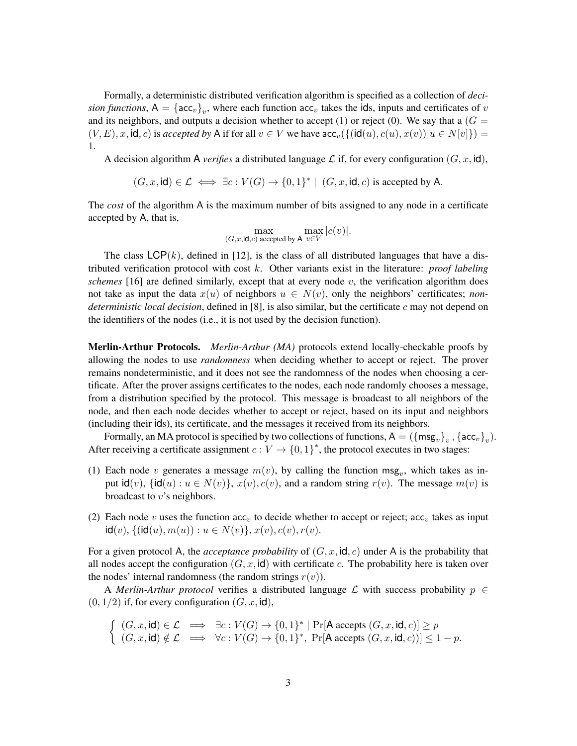Formally, a deterministic distributed verification algorithm is specified as a collection of *decision functions*, $\mathsf{A} = \{\mathsf{acc}_v\}_v$, where each function $\mathsf{acc}_v$ takes the $\mathsf{id}$s, inputs and certificates of $v$ and its neighbors, and outputs a decision whether to accept (1) or reject (0). We say that a $(G = (V, E), x, \mathsf{id}, c)$ is *accepted by* $\mathsf{A}$ if for all $v \in V$ we have $\mathsf{acc}_v(\{(\mathsf{id}(u), c(u), x(v)) | u \in N[v]\}) = 1$.

A decision algorithm $\mathsf{A}$ *verifies* a distributed language $\mathcal{L}$ if, for every configuration $(G, x, \mathsf{id})$,

$$(G, x, \mathsf{id}) \in \mathcal{L} \iff \exists c : V(G) \to \{0,1\}^* \mid (G, x, \mathsf{id}, c) \text{ is accepted by } \mathsf{A}.$$

The *cost* of the algorithm $\mathsf{A}$ is the maximum number of bits assigned to any node in a certificate accepted by $\mathsf{A}$, that is,

$$\max_{(G,x,\mathsf{id},c) \text{ accepted by } \mathsf{A}} \max_{v \in V} |c(v)|.$$

The class $\mathsf{LCP}(k)$, defined in [12], is the class of all distributed languages that have a distributed verification protocol with cost $k$. Other variants exist in the literature: *proof labeling schemes* [16] are defined similarly, except that at every node $v$, the verification algorithm does not take as input the data $x(u)$ of neighbors $u \in N(v)$, only the neighbors' certificates; *nondeterministic local decision*, defined in [8], is also similar, but the certificate $c$ may not depend on the identifiers of the nodes (i.e., it is not used by the decision function).

**Merlin-Arthur Protocols.** *Merlin-Arthur (MA)* protocols extend locally-checkable proofs by allowing the nodes to use *randomness* when deciding whether to accept or reject. The prover remains nondeterministic, and it does not see the randomness of the nodes when choosing a certificate. After the prover assigns certificates to the nodes, each node randomly chooses a message, from a distribution specified by the protocol. This message is broadcast to all neighbors of the node, and then each node decides whether to accept or reject, based on its input and neighbors (including their $\mathsf{id}$s), its certificate, and the messages it received from its neighbors.

Formally, an MA protocol is specified by two collections of functions, $\mathsf{A} = (\{\mathsf{msg}_v\}_v, \{\mathsf{acc}_v\}_v)$. After receiving a certificate assignment $c : V \to \{0,1\}^*$, the protocol executes in two stages:

(1) Each node $v$ generates a message $m(v)$, by calling the function $\mathsf{msg}_v$, which takes as input $\mathsf{id}(v)$, $\{\mathsf{id}(u) : u \in N(v)\}$, $x(v), c(v)$, and a random string $r(v)$. The message $m(v)$ is broadcast to $v$'s neighbors.

(2) Each node $v$ uses the function $\mathsf{acc}_v$ to decide whether to accept or reject; $\mathsf{acc}_v$ takes as input $\mathsf{id}(v)$, $\{(\mathsf{id}(u), m(u)) : u \in N(v)\}$, $x(v), c(v), r(v)$.

For a given protocol $\mathsf{A}$, the *acceptance probability* of $(G, x, \mathsf{id}, c)$ under $\mathsf{A}$ is the probability that all nodes accept the configuration $(G, x, \mathsf{id})$ with certificate $c$. The probability here is taken over the nodes' internal randomness (the random strings $r(v)$).

A *Merlin-Arthur protocol* verifies a distributed language $\mathcal{L}$ with success probability $p \in (0, 1/2)$ if, for every configuration $(G, x, \mathsf{id})$,

$$\begin{cases} (G, x, \mathsf{id}) \in \mathcal{L} \implies \exists c : V(G) \to \{0,1\}^* \mid \Pr[\mathsf{A} \text{ accepts } (G, x, \mathsf{id}, c)] \geq p \\ (G, x, \mathsf{id}) \notin \mathcal{L} \implies \forall c : V(G) \to \{0,1\}^*, \ \Pr[\mathsf{A} \text{ accepts } (G, x, \mathsf{id}, c))] \leq 1 - p. \end{cases}$$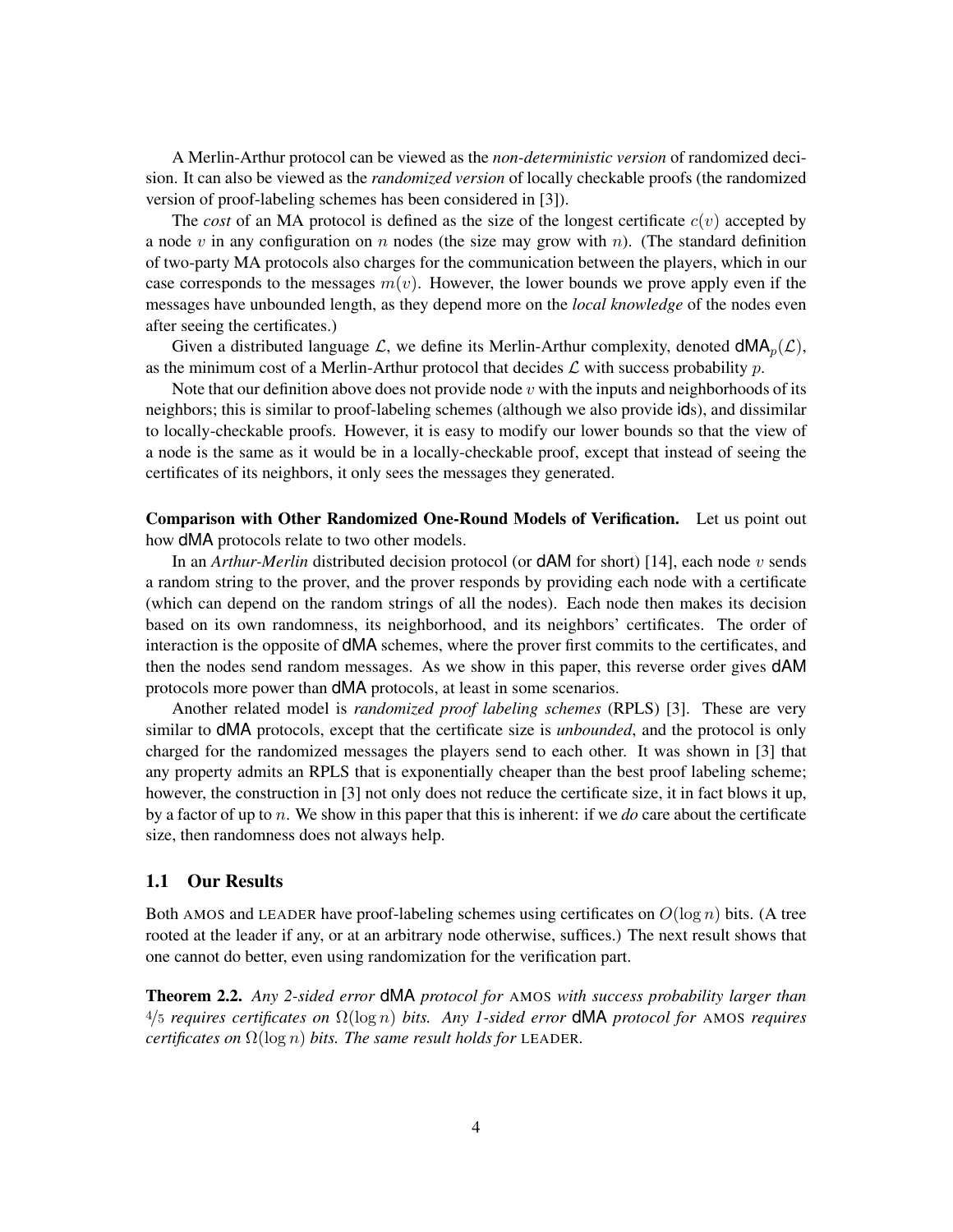A Merlin-Arthur protocol can be viewed as the *non-deterministic version* of randomized decision. It can also be viewed as the *randomized version* of locally checkable proofs (the randomized version of proof-labeling schemes has been considered in [3]).

The *cost* of an MA protocol is defined as the size of the longest certificate $c(v)$ accepted by a node $v$ in any configuration on $n$ nodes (the size may grow with $n$). (The standard definition of two-party MA protocols also charges for the communication between the players, which in our case corresponds to the messages $m(v)$. However, the lower bounds we prove apply even if the messages have unbounded length, as they depend more on the *local knowledge* of the nodes even after seeing the certificates.)

Given a distributed language $\mathcal{L}$, we define its Merlin-Arthur complexity, denoted $\mathsf{dMA}_p(\mathcal{L})$, as the minimum cost of a Merlin-Arthur protocol that decides $\mathcal{L}$ with success probability $p$.

Note that our definition above does not provide node $v$ with the inputs and neighborhoods of its neighbors; this is similar to proof-labeling schemes (although we also provide ids), and dissimilar to locally-checkable proofs. However, it is easy to modify our lower bounds so that the view of a node is the same as it would be in a locally-checkable proof, except that instead of seeing the certificates of its neighbors, it only sees the messages they generated.

**Comparison with Other Randomized One-Round Models of Verification.** Let us point out how dMA protocols relate to two other models.

In an *Arthur-Merlin* distributed decision protocol (or dAM for short) [14], each node $v$ sends a random string to the prover, and the prover responds by providing each node with a certificate (which can depend on the random strings of all the nodes). Each node then makes its decision based on its own randomness, its neighborhood, and its neighbors' certificates. The order of interaction is the opposite of dMA schemes, where the prover first commits to the certificates, and then the nodes send random messages. As we show in this paper, this reverse order gives dAM protocols more power than dMA protocols, at least in some scenarios.

Another related model is *randomized proof labeling schemes* (RPLS) [3]. These are very similar to dMA protocols, except that the certificate size is *unbounded*, and the protocol is only charged for the randomized messages the players send to each other. It was shown in [3] that any property admits an RPLS that is exponentially cheaper than the best proof labeling scheme; however, the construction in [3] not only does not reduce the certificate size, it in fact blows it up, by a factor of up to $n$. We show in this paper that this is inherent: if we *do* care about the certificate size, then randomness does not always help.

## 1.1 Our Results

Both AMOS and LEADER have proof-labeling schemes using certificates on $O(\log n)$ bits. (A tree rooted at the leader if any, or at an arbitrary node otherwise, suffices.) The next result shows that one cannot do better, even using randomization for the verification part.

**Theorem 2.2.** *Any 2-sided error* dMA *protocol for* AMOS *with success probability larger than* $4/5$ *requires certificates on* $\Omega(\log n)$ *bits. Any 1-sided error* dMA *protocol for* AMOS *requires certificates on* $\Omega(\log n)$ *bits. The same result holds for* LEADER.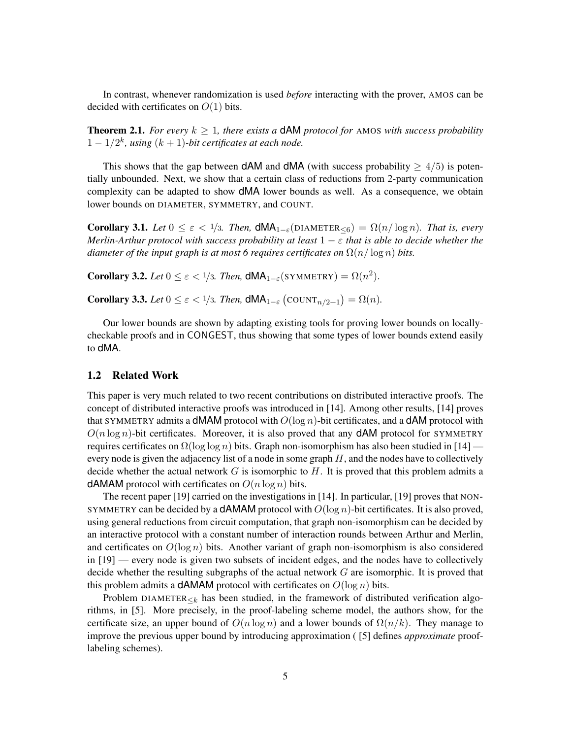In contrast, whenever randomization is used *before* interacting with the prover, AMOS can be decided with certificates on $O(1)$ bits.

**Theorem 2.1.** *For every $k \geq 1$, there exists a* dAM *protocol for* AMOS *with success probability $1 - 1/2^k$, using $(k+1)$-bit certificates at each node.*

This shows that the gap between dAM and dMA (with success probability $\geq 4/5$) is potentially unbounded. Next, we show that a certain class of reductions from 2-party communication complexity can be adapted to show dMA lower bounds as well. As a consequence, we obtain lower bounds on DIAMETER, SYMMETRY, and COUNT.

**Corollary 3.1.** *Let $0 \leq \varepsilon < 1/3$. Then, $\mathsf{dMA}_{1-\varepsilon}(\text{DIAMETER}_{\leq 6}) = \Omega(n/\log n)$. That is, every Merlin-Arthur protocol with success probability at least $1 - \varepsilon$ that is able to decide whether the diameter of the input graph is at most 6 requires certificates on $\Omega(n/\log n)$ bits.*

**Corollary 3.2.** *Let $0 \leq \varepsilon < 1/3$. Then, $\mathsf{dMA}_{1-\varepsilon}(\text{SYMMETRY}) = \Omega(n^2)$.*

**Corollary 3.3.** *Let $0 \leq \varepsilon < 1/3$. Then, $\mathsf{dMA}_{1-\varepsilon}\left(\text{COUNT}_{n/2+1}\right) = \Omega(n)$.*

Our lower bounds are shown by adapting existing tools for proving lower bounds on locally-checkable proofs and in CONGEST, thus showing that some types of lower bounds extend easily to dMA.

## 1.2 Related Work

This paper is very much related to two recent contributions on distributed interactive proofs. The concept of distributed interactive proofs was introduced in [14]. Among other results, [14] proves that SYMMETRY admits a dMAM protocol with $O(\log n)$-bit certificates, and a dAM protocol with $O(n \log n)$-bit certificates. Moreover, it is also proved that any dAM protocol for SYMMETRY requires certificates on $\Omega(\log \log n)$ bits. Graph non-isomorphism has also been studied in [14] — every node is given the adjacency list of a node in some graph $H$, and the nodes have to collectively decide whether the actual network $G$ is isomorphic to $H$. It is proved that this problem admits a dAMAM protocol with certificates on $O(n \log n)$ bits.

The recent paper [19] carried on the investigations in [14]. In particular, [19] proves that NON-SYMMETRY can be decided by a dAMAM protocol with $O(\log n)$-bit certificates. It is also proved, using general reductions from circuit computation, that graph non-isomorphism can be decided by an interactive protocol with a constant number of interaction rounds between Arthur and Merlin, and certificates on $O(\log n)$ bits. Another variant of graph non-isomorphism is also considered in [19] — every node is given two subsets of incident edges, and the nodes have to collectively decide whether the resulting subgraphs of the actual network $G$ are isomorphic. It is proved that this problem admits a dAMAM protocol with certificates on $O(\log n)$ bits.

Problem $\text{DIAMETER}_{\leq k}$ has been studied, in the framework of distributed verification algorithms, in [5]. More precisely, in the proof-labeling scheme model, the authors show, for the certificate size, an upper bound of $O(n \log n)$ and a lower bounds of $\Omega(n/k)$. They manage to improve the previous upper bound by introducing approximation ( [5] defines *approximate* proof-labeling schemes).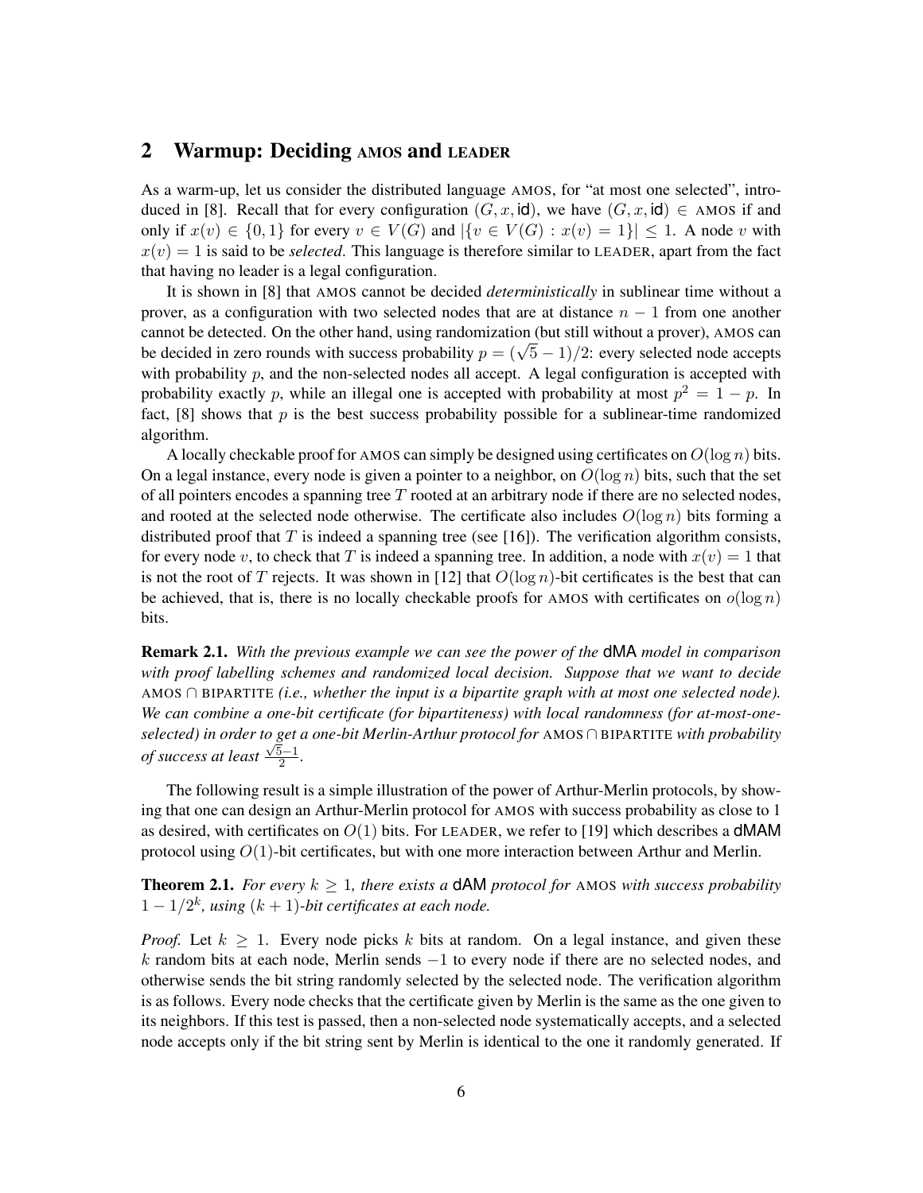## 2 Warmup: Deciding AMOS and LEADER

As a warm-up, let us consider the distributed language AMOS, for "at most one selected", introduced in [8]. Recall that for every configuration $(G, x, \mathsf{id})$, we have $(G, x, \mathsf{id}) \in$ AMOS if and only if $x(v) \in \{0, 1\}$ for every $v \in V(G)$ and $|\{v \in V(G) : x(v) = 1\}| \leq 1$. A node $v$ with $x(v) = 1$ is said to be *selected*. This language is therefore similar to LEADER, apart from the fact that having no leader is a legal configuration.

It is shown in [8] that AMOS cannot be decided *deterministically* in sublinear time without a prover, as a configuration with two selected nodes that are at distance $n - 1$ from one another cannot be detected. On the other hand, using randomization (but still without a prover), AMOS can be decided in zero rounds with success probability $p = (\sqrt{5} - 1)/2$: every selected node accepts with probability $p$, and the non-selected nodes all accept. A legal configuration is accepted with probability exactly $p$, while an illegal one is accepted with probability at most $p^2 = 1 - p$. In fact, [8] shows that $p$ is the best success probability possible for a sublinear-time randomized algorithm.

A locally checkable proof for AMOS can simply be designed using certificates on $O(\log n)$ bits. On a legal instance, every node is given a pointer to a neighbor, on $O(\log n)$ bits, such that the set of all pointers encodes a spanning tree $T$ rooted at an arbitrary node if there are no selected nodes, and rooted at the selected node otherwise. The certificate also includes $O(\log n)$ bits forming a distributed proof that $T$ is indeed a spanning tree (see [16]). The verification algorithm consists, for every node $v$, to check that $T$ is indeed a spanning tree. In addition, a node with $x(v) = 1$ that is not the root of $T$ rejects. It was shown in [12] that $O(\log n)$-bit certificates is the best that can be achieved, that is, there is no locally checkable proofs for AMOS with certificates on $o(\log n)$ bits.

**Remark 2.1.** *With the previous example we can see the power of the* dMA *model in comparison with proof labelling schemes and randomized local decision. Suppose that we want to decide* AMOS $\cap$ BIPARTITE *(i.e., whether the input is a bipartite graph with at most one selected node). We can combine a one-bit certificate (for bipartiteness) with local randomness (for at-most-one-selected) in order to get a one-bit Merlin-Arthur protocol for* AMOS $\cap$ BIPARTITE *with probability of success at least* $\frac{\sqrt{5}-1}{2}$.

The following result is a simple illustration of the power of Arthur-Merlin protocols, by showing that one can design an Arthur-Merlin protocol for AMOS with success probability as close to 1 as desired, with certificates on $O(1)$ bits. For LEADER, we refer to [19] which describes a dMAM protocol using $O(1)$-bit certificates, but with one more interaction between Arthur and Merlin.

**Theorem 2.1.** *For every $k \geq 1$, there exists a* dAM *protocol for* AMOS *with success probability $1 - 1/2^k$, using $(k+1)$-bit certificates at each node.*

*Proof.* Let $k \geq 1$. Every node picks $k$ bits at random. On a legal instance, and given these $k$ random bits at each node, Merlin sends $-1$ to every node if there are no selected nodes, and otherwise sends the bit string randomly selected by the selected node. The verification algorithm is as follows. Every node checks that the certificate given by Merlin is the same as the one given to its neighbors. If this test is passed, then a non-selected node systematically accepts, and a selected node accepts only if the bit string sent by Merlin is identical to the one it randomly generated. If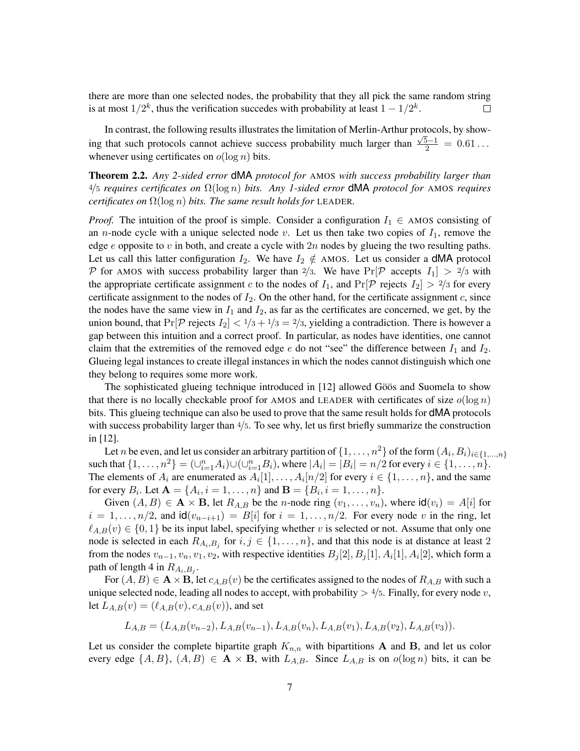there are more than one selected nodes, the probability that they all pick the same random string is at most $1/2^k$, thus the verification succedes with probability at least $1 - 1/2^k$. $\square$

In contrast, the following results illustrates the limitation of Merlin-Arthur protocols, by showing that such protocols cannot achieve success probability much larger than $\frac{\sqrt{5}-1}{2} = 0.61\ldots$ whenever using certificates on $o(\log n)$ bits.

**Theorem 2.2.** *Any 2-sided error* dMA *protocol for* AMOS *with success probability larger than* $4/5$ *requires certificates on* $\Omega(\log n)$ *bits. Any 1-sided error* dMA *protocol for* AMOS *requires certificates on* $\Omega(\log n)$ *bits. The same result holds for* LEADER*.*

*Proof.* The intuition of the proof is simple. Consider a configuration $I_1 \in$ AMOS consisting of an $n$-node cycle with a unique selected node $v$. Let us then take two copies of $I_1$, remove the edge $e$ opposite to $v$ in both, and create a cycle with $2n$ nodes by glueing the two resulting paths. Let us call this latter configuration $I_2$. We have $I_2 \notin$ AMOS. Let us consider a dMA protocol $\mathcal{P}$ for AMOS with success probability larger than $2/3$. We have $\Pr[\mathcal{P} \text{ accepts } I_1] > 2/3$ with the appropriate certificate assignment $c$ to the nodes of $I_1$, and $\Pr[\mathcal{P} \text{ rejects } I_2] > 2/3$ for every certificate assignment to the nodes of $I_2$. On the other hand, for the certificate assignment $c$, since the nodes have the same view in $I_1$ and $I_2$, as far as the certificates are concerned, we get, by the union bound, that $\Pr[\mathcal{P} \text{ rejects } I_2] < 1/3 + 1/3 = 2/3$, yielding a contradiction. There is however a gap between this intuition and a correct proof. In particular, as nodes have identities, one cannot claim that the extremities of the removed edge $e$ do not "see" the difference between $I_1$ and $I_2$. Glueing legal instances to create illegal instances in which the nodes cannot distinguish which one they belong to requires some more work.

The sophisticated glueing technique introduced in [12] allowed Göös and Suomela to show that there is no locally checkable proof for AMOS and LEADER with certificates of size $o(\log n)$ bits. This glueing technique can also be used to prove that the same result holds for dMA protocols with success probability larger than $4/5$. To see why, let us first briefly summarize the construction in [12].

Let $n$ be even, and let us consider an arbitrary partition of $\{1, \ldots, n^2\}$ of the form $(A_i, B_i)_{i \in \{1,\ldots,n\}}$ such that $\{1, \ldots, n^2\} = (\cup_{i=1}^n A_i) \cup (\cup_{i=1}^n B_i)$, where $|A_i| = |B_i| = n/2$ for every $i \in \{1, \ldots, n\}$. The elements of $A_i$ are enumerated as $A_i[1], \ldots, A_i[n/2]$ for every $i \in \{1, \ldots, n\}$, and the same for every $B_i$. Let $\mathbf{A} = \{A_i, i = 1, \ldots, n\}$ and $\mathbf{B} = \{B_i, i = 1, \ldots, n\}$.

Given $(A, B) \in \mathbf{A} \times \mathbf{B}$, let $R_{A,B}$ be the $n$-node ring $(v_1, \ldots, v_n)$, where $\mathsf{id}(v_i) = A[i]$ for $i = 1, \ldots, n/2$, and $\mathsf{id}(v_{n-i+1}) = B[i]$ for $i = 1, \ldots, n/2$. For every node $v$ in the ring, let $\ell_{A,B}(v) \in \{0, 1\}$ be its input label, specifying whether $v$ is selected or not. Assume that only one node is selected in each $R_{A_i,B_j}$ for $i, j \in \{1, \ldots, n\}$, and that this node is at distance at least 2 from the nodes $v_{n-1}, v_n, v_1, v_2$, with respective identities $B_j[2], B_j[1], A_i[1], A_i[2]$, which form a path of length 4 in $R_{A_i,B_j}$.

For $(A, B) \in \mathbf{A} \times \mathbf{B}$, let $c_{A,B}(v)$ be the certificates assigned to the nodes of $R_{A,B}$ with such a unique selected node, leading all nodes to accept, with probability $> 4/5$. Finally, for every node $v$, let $L_{A,B}(v) = (\ell_{A,B}(v), c_{A,B}(v))$, and set

$$L_{A,B} = (L_{A,B}(v_{n-2}), L_{A,B}(v_{n-1}), L_{A,B}(v_n), L_{A,B}(v_1), L_{A,B}(v_2), L_{A,B}(v_3)).$$

Let us consider the complete bipartite graph $K_{n,n}$ with bipartitions $\mathbf{A}$ and $\mathbf{B}$, and let us color every edge $\{A, B\}$, $(A, B) \in \mathbf{A} \times \mathbf{B}$, with $L_{A,B}$. Since $L_{A,B}$ is on $o(\log n)$ bits, it can be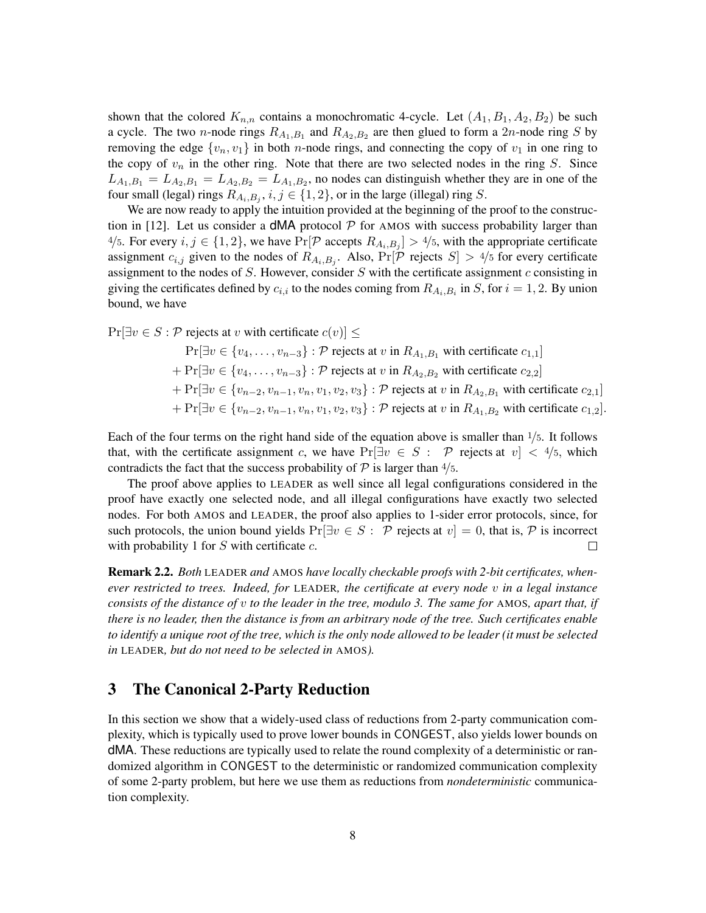shown that the colored $K_{n,n}$ contains a monochromatic 4-cycle. Let $(A_1, B_1, A_2, B_2)$ be such a cycle. The two $n$-node rings $R_{A_1,B_1}$ and $R_{A_2,B_2}$ are then glued to form a $2n$-node ring $S$ by removing the edge $\{v_n, v_1\}$ in both $n$-node rings, and connecting the copy of $v_1$ in one ring to the copy of $v_n$ in the other ring. Note that there are two selected nodes in the ring $S$. Since $L_{A_1,B_1} = L_{A_2,B_1} = L_{A_2,B_2} = L_{A_1,B_2}$, no nodes can distinguish whether they are in one of the four small (legal) rings $R_{A_i,B_j}$, $i, j \in \{1, 2\}$, or in the large (illegal) ring $S$.

We are now ready to apply the intuition provided at the beginning of the proof to the construction in [12]. Let us consider a dMA protocol $\mathcal{P}$ for AMOS with success probability larger than $4/5$. For every $i, j \in \{1, 2\}$, we have $\Pr[\mathcal{P} \text{ accepts } R_{A_i,B_j}] > 4/5$, with the appropriate certificate assignment $c_{i,j}$ given to the nodes of $R_{A_i,B_j}$. Also, $\Pr[\mathcal{P} \text{ rejects } S] > 4/5$ for every certificate assignment to the nodes of $S$. However, consider $S$ with the certificate assignment $c$ consisting in giving the certificates defined by $c_{i,i}$ to the nodes coming from $R_{A_i,B_i}$ in $S$, for $i = 1, 2$. By union bound, we have

$$
\begin{aligned}
\Pr[\exists v \in S : \mathcal{P} \text{ rejects at } v \text{ with certificate } c(v)] \leq \\
&\Pr[\exists v \in \{v_4, \dots, v_{n-3}\} : \mathcal{P} \text{ rejects at } v \text{ in } R_{A_1,B_1} \text{ with certificate } c_{1,1}] \\
&+ \Pr[\exists v \in \{v_4, \dots, v_{n-3}\} : \mathcal{P} \text{ rejects at } v \text{ in } R_{A_2,B_2} \text{ with certificate } c_{2,2}] \\
&+ \Pr[\exists v \in \{v_{n-2}, v_{n-1}, v_n, v_1, v_2, v_3\} : \mathcal{P} \text{ rejects at } v \text{ in } R_{A_2,B_1} \text{ with certificate } c_{2,1}] \\
&+ \Pr[\exists v \in \{v_{n-2}, v_{n-1}, v_n, v_1, v_2, v_3\} : \mathcal{P} \text{ rejects at } v \text{ in } R_{A_1,B_2} \text{ with certificate } c_{1,2}].
\end{aligned}
$$

Each of the four terms on the right hand side of the equation above is smaller than $1/5$. It follows that, with the certificate assignment $c$, we have $\Pr[\exists v \in S : \mathcal{P} \text{ rejects at } v] < 4/5$, which contradicts the fact that the success probability of $\mathcal{P}$ is larger than $4/5$.

The proof above applies to LEADER as well since all legal configurations considered in the proof have exactly one selected node, and all illegal configurations have exactly two selected nodes. For both AMOS and LEADER, the proof also applies to 1-sider error protocols, since, for such protocols, the union bound yields $\Pr[\exists v \in S : \mathcal{P} \text{ rejects at } v] = 0$, that is, $\mathcal{P}$ is incorrect with probability 1 for $S$ with certificate $c$. □

**Remark 2.2.** *Both* LEADER *and* AMOS *have locally checkable proofs with 2-bit certificates, whenever restricted to trees. Indeed, for* LEADER*, the certificate at every node $v$ in a legal instance consists of the distance of $v$ to the leader in the tree, modulo 3. The same for* AMOS*, apart that, if there is no leader, then the distance is from an arbitrary node of the tree. Such certificates enable to identify a unique root of the tree, which is the only node allowed to be leader (it must be selected in* LEADER*, but do not need to be selected in* AMOS*).*

# 3 The Canonical 2-Party Reduction

In this section we show that a widely-used class of reductions from 2-party communication complexity, which is typically used to prove lower bounds in CONGEST, also yields lower bounds on dMA. These reductions are typically used to relate the round complexity of a deterministic or randomized algorithm in CONGEST to the deterministic or randomized communication complexity of some 2-party problem, but here we use them as reductions from *nondeterministic* communication complexity.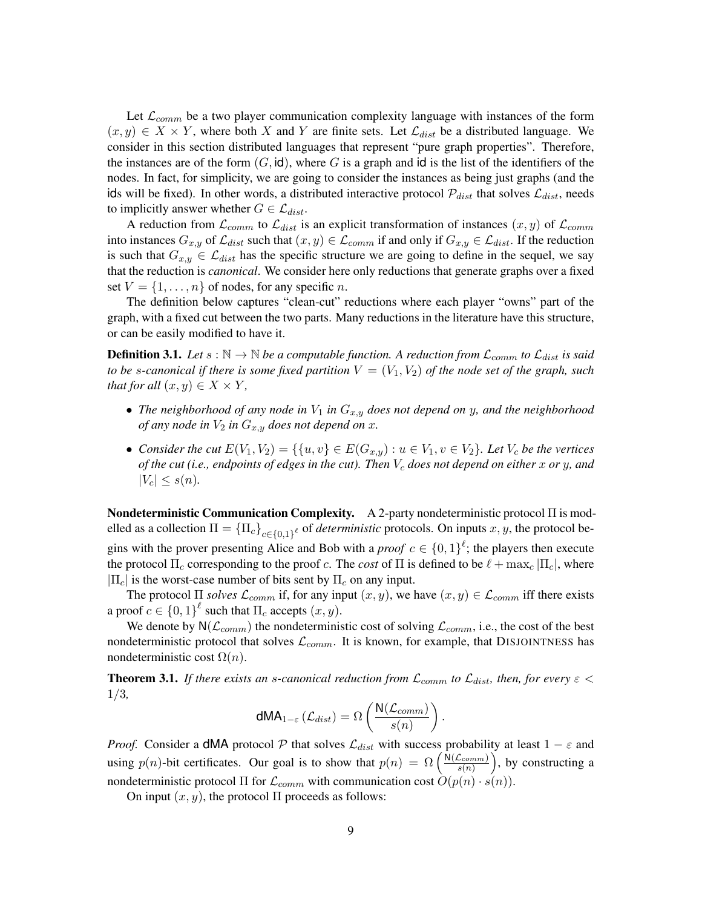Let $\mathcal{L}_{comm}$ be a two player communication complexity language with instances of the form $(x, y) \in X \times Y$, where both $X$ and $Y$ are finite sets. Let $\mathcal{L}_{dist}$ be a distributed language. We consider in this section distributed languages that represent "pure graph properties". Therefore, the instances are of the form $(G, \mathsf{id})$, where $G$ is a graph and $\mathsf{id}$ is the list of the identifiers of the nodes. In fact, for simplicity, we are going to consider the instances as being just graphs (and the $\mathsf{id}$s will be fixed). In other words, a distributed interactive protocol $\mathcal{P}_{dist}$ that solves $\mathcal{L}_{dist}$, needs to implicitly answer whether $G \in \mathcal{L}_{dist}$.

A reduction from $\mathcal{L}_{comm}$ to $\mathcal{L}_{dist}$ is an explicit transformation of instances $(x, y)$ of $\mathcal{L}_{comm}$ into instances $G_{x,y}$ of $\mathcal{L}_{dist}$ such that $(x, y) \in \mathcal{L}_{comm}$ if and only if $G_{x,y} \in \mathcal{L}_{dist}$. If the reduction is such that $G_{x,y} \in \mathcal{L}_{dist}$ has the specific structure we are going to define in the sequel, we say that the reduction is *canonical*. We consider here only reductions that generate graphs over a fixed set $V = \{1, \ldots, n\}$ of nodes, for any specific $n$.

The definition below captures "clean-cut" reductions where each player "owns" part of the graph, with a fixed cut between the two parts. Many reductions in the literature have this structure, or can be easily modified to have it.

**Definition 3.1.** *Let $s : \mathbb{N} \to \mathbb{N}$ be a computable function. A reduction from $\mathcal{L}_{comm}$ to $\mathcal{L}_{dist}$ is said to be s-canonical if there is some fixed partition $V = (V_1, V_2)$ of the node set of the graph, such that for all $(x, y) \in X \times Y$,*

- *The neighborhood of any node in $V_1$ in $G_{x,y}$ does not depend on $y$, and the neighborhood of any node in $V_2$ in $G_{x,y}$ does not depend on $x$.*
- *Consider the cut $E(V_1, V_2) = \{\{u, v\} \in E(G_{x,y}) : u \in V_1, v \in V_2\}$. Let $V_c$ be the vertices of the cut (i.e., endpoints of edges in the cut). Then $V_c$ does not depend on either $x$ or $y$, and $|V_c| \leq s(n)$.*

**Nondeterministic Communication Complexity.** A 2-party nondeterministic protocol $\Pi$ is modelled as a collection $\Pi = \{\Pi_c\}_{c \in \{0,1\}^\ell}$ of *deterministic* protocols. On inputs $x, y$, the protocol begins with the prover presenting Alice and Bob with a *proof* $c \in \{0,1\}^\ell$; the players then execute the protocol $\Pi_c$ corresponding to the proof $c$. The *cost* of $\Pi$ is defined to be $\ell + \max_c |\Pi_c|$, where $|\Pi_c|$ is the worst-case number of bits sent by $\Pi_c$ on any input.

The protocol $\Pi$ *solves* $\mathcal{L}_{comm}$ if, for any input $(x, y)$, we have $(x, y) \in \mathcal{L}_{comm}$ iff there exists a proof $c \in \{0,1\}^\ell$ such that $\Pi_c$ accepts $(x, y)$.

We denote by $\mathsf{N}(\mathcal{L}_{comm})$ the nondeterministic cost of solving $\mathcal{L}_{comm}$, i.e., the cost of the best nondeterministic protocol that solves $\mathcal{L}_{comm}$. It is known, for example, that DISJOINTNESS has nondeterministic cost $\Omega(n)$.

**Theorem 3.1.** *If there exists an s-canonical reduction from $\mathcal{L}_{comm}$ to $\mathcal{L}_{dist}$, then, for every $\varepsilon < 1/3$,*

$$\mathsf{dMA}_{1-\varepsilon}(\mathcal{L}_{dist}) = \Omega\left(\frac{\mathsf{N}(\mathcal{L}_{comm})}{s(n)}\right).$$

*Proof.* Consider a $\mathsf{dMA}$ protocol $\mathcal{P}$ that solves $\mathcal{L}_{dist}$ with success probability at least $1 - \varepsilon$ and using $p(n)$-bit certificates. Our goal is to show that $p(n) = \Omega\left(\frac{\mathsf{N}(\mathcal{L}_{comm})}{s(n)}\right)$, by constructing a nondeterministic protocol $\Pi$ for $\mathcal{L}_{comm}$ with communication cost $O(p(n) \cdot s(n))$.

On input $(x, y)$, the protocol $\Pi$ proceeds as follows: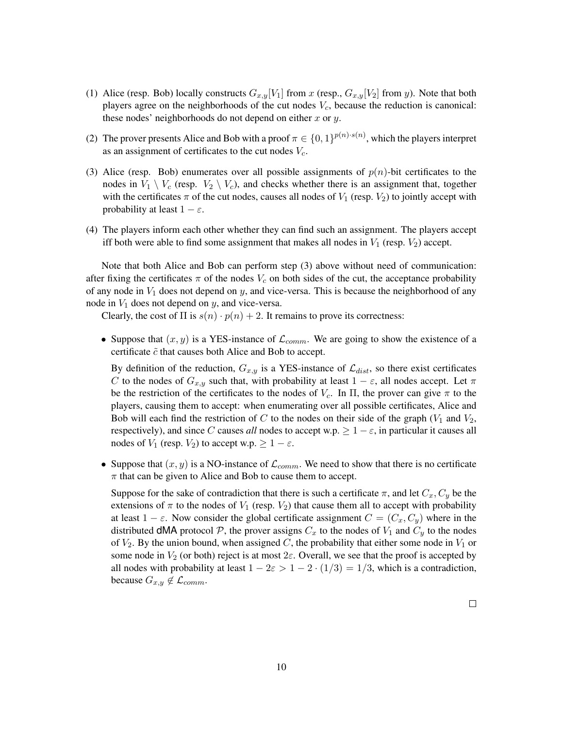(1) Alice (resp. Bob) locally constructs $G_{x,y}[V_1]$ from $x$ (resp., $G_{x,y}[V_2]$ from $y$). Note that both players agree on the neighborhoods of the cut nodes $V_c$, because the reduction is canonical: these nodes' neighborhoods do not depend on either $x$ or $y$.

(2) The prover presents Alice and Bob with a proof $\pi \in \{0,1\}^{p(n) \cdot s(n)}$, which the players interpret as an assignment of certificates to the cut nodes $V_c$.

(3) Alice (resp. Bob) enumerates over all possible assignments of $p(n)$-bit certificates to the nodes in $V_1 \setminus V_c$ (resp. $V_2 \setminus V_c$), and checks whether there is an assignment that, together with the certificates $\pi$ of the cut nodes, causes all nodes of $V_1$ (resp. $V_2$) to jointly accept with probability at least $1 - \varepsilon$.

(4) The players inform each other whether they can find such an assignment. The players accept iff both were able to find some assignment that makes all nodes in $V_1$ (resp. $V_2$) accept.

Note that both Alice and Bob can perform step (3) above without need of communication: after fixing the certificates $\pi$ of the nodes $V_c$ on both sides of the cut, the acceptance probability of any node in $V_1$ does not depend on $y$, and vice-versa. This is because the neighborhood of any node in $V_1$ does not depend on $y$, and vice-versa.

Clearly, the cost of $\Pi$ is $s(n) \cdot p(n) + 2$. It remains to prove its correctness:

- Suppose that $(x, y)$ is a YES-instance of $\mathcal{L}_{comm}$. We are going to show the existence of a certificate $\tilde{c}$ that causes both Alice and Bob to accept.

  By definition of the reduction, $G_{x,y}$ is a YES-instance of $\mathcal{L}_{dist}$, so there exist certificates $C$ to the nodes of $G_{x,y}$ such that, with probability at least $1 - \varepsilon$, all nodes accept. Let $\pi$ be the restriction of the certificates to the nodes of $V_c$. In $\Pi$, the prover can give $\pi$ to the players, causing them to accept: when enumerating over all possible certificates, Alice and Bob will each find the restriction of $C$ to the nodes on their side of the graph ($V_1$ and $V_2$, respectively), and since $C$ causes *all* nodes to accept w.p. $\geq 1 - \varepsilon$, in particular it causes all nodes of $V_1$ (resp. $V_2$) to accept w.p. $\geq 1 - \varepsilon$.

- Suppose that $(x, y)$ is a NO-instance of $\mathcal{L}_{comm}$. We need to show that there is no certificate $\pi$ that can be given to Alice and Bob to cause them to accept.

  Suppose for the sake of contradiction that there is such a certificate $\pi$, and let $C_x, C_y$ be the extensions of $\pi$ to the nodes of $V_1$ (resp. $V_2$) that cause them all to accept with probability at least $1 - \varepsilon$. Now consider the global certificate assignment $C = (C_x, C_y)$ where in the distributed dMA protocol $\mathcal{P}$, the prover assigns $C_x$ to the nodes of $V_1$ and $C_y$ to the nodes of $V_2$. By the union bound, when assigned $C$, the probability that either some node in $V_1$ or some node in $V_2$ (or both) reject is at most $2\varepsilon$. Overall, we see that the proof is accepted by all nodes with probability at least $1 - 2\varepsilon > 1 - 2 \cdot (1/3) = 1/3$, which is a contradiction, because $G_{x,y} \notin \mathcal{L}_{comm}$.

□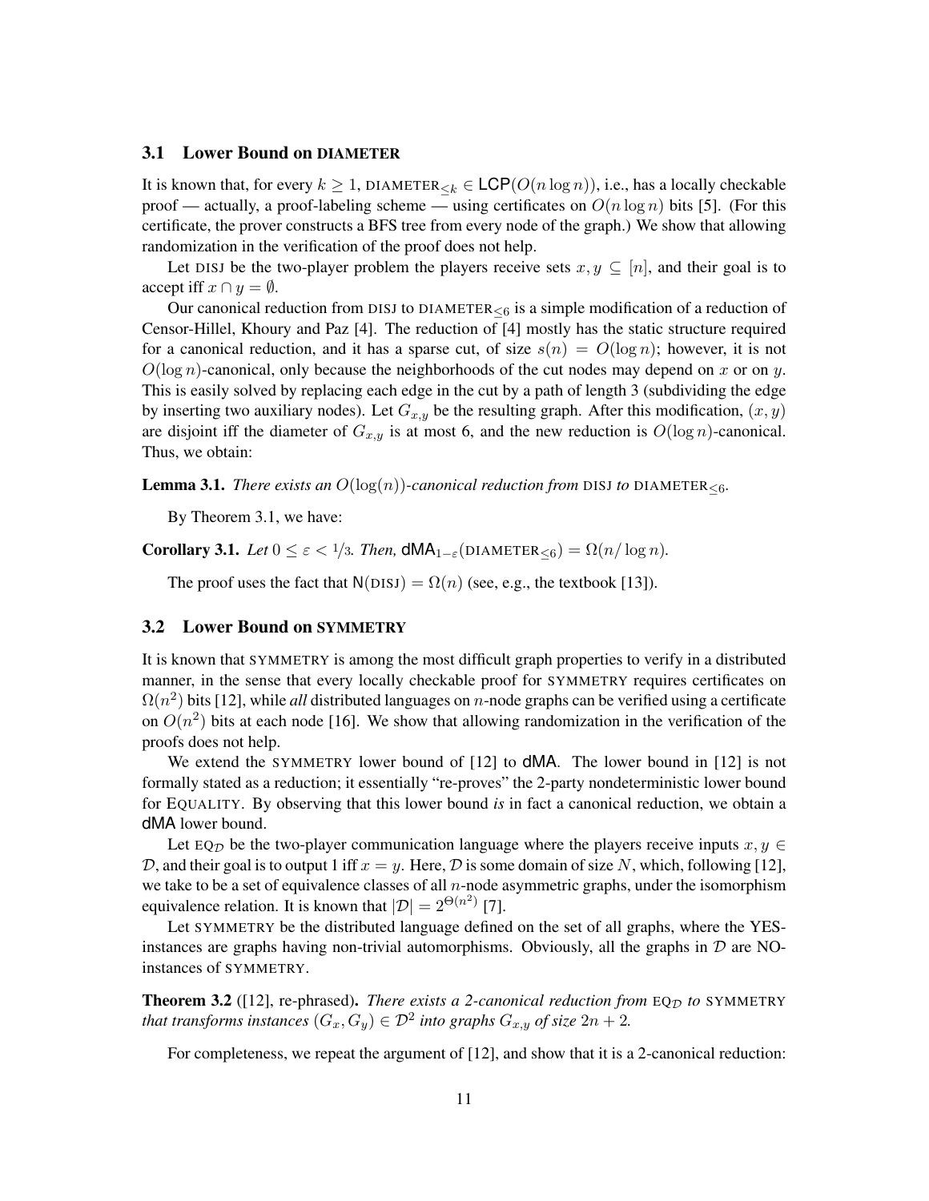### 3.1 Lower Bound on DIAMETER

It is known that, for every $k \geq 1$, $\text{DIAMETER}_{\leq k} \in \mathsf{LCP}(O(n \log n))$, i.e., has a locally checkable proof — actually, a proof-labeling scheme — using certificates on $O(n \log n)$ bits [5]. (For this certificate, the prover constructs a BFS tree from every node of the graph.) We show that allowing randomization in the verification of the proof does not help.

Let DISJ be the two-player problem the players receive sets $x, y \subseteq [n]$, and their goal is to accept iff $x \cap y = \emptyset$.

Our canonical reduction from DISJ to $\text{DIAMETER}_{\leq 6}$ is a simple modification of a reduction of Censor-Hillel, Khoury and Paz [4]. The reduction of [4] mostly has the static structure required for a canonical reduction, and it has a sparse cut, of size $s(n) = O(\log n)$; however, it is not $O(\log n)$-canonical, only because the neighborhoods of the cut nodes may depend on $x$ or on $y$. This is easily solved by replacing each edge in the cut by a path of length 3 (subdividing the edge by inserting two auxiliary nodes). Let $G_{x,y}$ be the resulting graph. After this modification, $(x, y)$ are disjoint iff the diameter of $G_{x,y}$ is at most 6, and the new reduction is $O(\log n)$-canonical. Thus, we obtain:

**Lemma 3.1.** *There exists an $O(\log(n))$-canonical reduction from* DISJ *to* $\text{DIAMETER}_{\leq 6}$.

By Theorem 3.1, we have:

**Corollary 3.1.** *Let $0 \leq \varepsilon < 1/3$. Then,* $\mathsf{dMA}_{1-\varepsilon}(\text{DIAMETER}_{\leq 6}) = \Omega(n/\log n)$.

The proof uses the fact that $\mathsf{N}(\text{DISJ}) = \Omega(n)$ (see, e.g., the textbook [13]).

### 3.2 Lower Bound on SYMMETRY

It is known that SYMMETRY is among the most difficult graph properties to verify in a distributed manner, in the sense that every locally checkable proof for SYMMETRY requires certificates on $\Omega(n^2)$ bits [12], while *all* distributed languages on $n$-node graphs can be verified using a certificate on $O(n^2)$ bits at each node [16]. We show that allowing randomization in the verification of the proofs does not help.

We extend the SYMMETRY lower bound of [12] to $\mathsf{dMA}$. The lower bound in [12] is not formally stated as a reduction; it essentially "re-proves" the 2-party nondeterministic lower bound for EQUALITY. By observing that this lower bound *is* in fact a canonical reduction, we obtain a $\mathsf{dMA}$ lower bound.

Let $\text{EQ}_{\mathcal{D}}$ be the two-player communication language where the players receive inputs $x, y \in \mathcal{D}$, and their goal is to output 1 iff $x = y$. Here, $\mathcal{D}$ is some domain of size $N$, which, following [12], we take to be a set of equivalence classes of all $n$-node asymmetric graphs, under the isomorphism equivalence relation. It is known that $|\mathcal{D}| = 2^{\Theta(n^2)}$ [7].

Let SYMMETRY be the distributed language defined on the set of all graphs, where the YES-instances are graphs having non-trivial automorphisms. Obviously, all the graphs in $\mathcal{D}$ are NO-instances of SYMMETRY.

**Theorem 3.2** ([12], re-phrased)**.** *There exists a 2-canonical reduction from* $\text{EQ}_{\mathcal{D}}$ *to* SYMMETRY *that transforms instances $(G_x, G_y) \in \mathcal{D}^2$ into graphs $G_{x,y}$ of size $2n + 2$.*

For completeness, we repeat the argument of [12], and show that it is a 2-canonical reduction: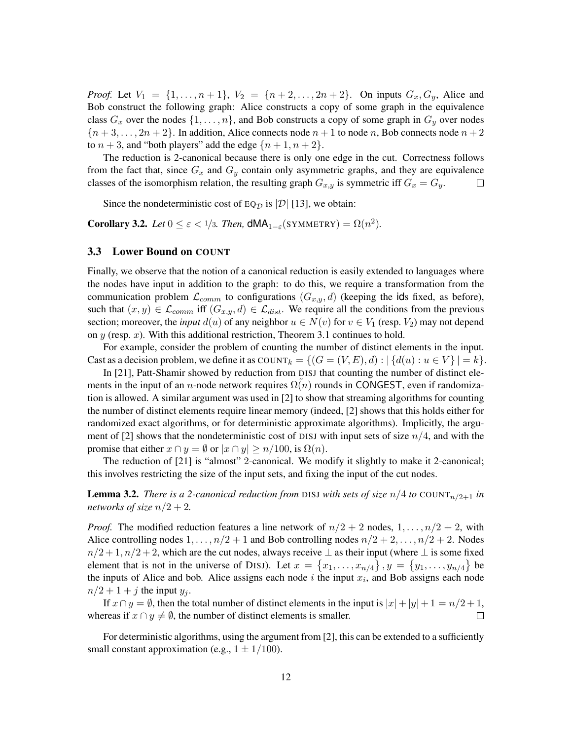*Proof.* Let $V_1 = \{1, \ldots, n+1\}$, $V_2 = \{n+2, \ldots, 2n+2\}$. On inputs $G_x, G_y$, Alice and Bob construct the following graph: Alice constructs a copy of some graph in the equivalence class $G_x$ over the nodes $\{1, \ldots, n\}$, and Bob constructs a copy of some graph in $G_y$ over nodes $\{n+3, \ldots, 2n+2\}$. In addition, Alice connects node $n+1$ to node $n$, Bob connects node $n+2$ to $n+3$, and "both players" add the edge $\{n+1, n+2\}$.

The reduction is 2-canonical because there is only one edge in the cut. Correctness follows from the fact that, since $G_x$ and $G_y$ contain only asymmetric graphs, and they are equivalence classes of the isomorphism relation, the resulting graph $G_{x,y}$ is symmetric iff $G_x = G_y$. □

Since the nondeterministic cost of $\text{EQ}_{\mathcal{D}}$ is $|\mathcal{D}|$ [13], we obtain:

**Corollary 3.2.** *Let* $0 \le \varepsilon < 1/3$*. Then,* $\mathsf{dMA}_{1-\varepsilon}(\text{SYMMETRY}) = \Omega(n^2)$*.*

### 3.3 Lower Bound on COUNT

Finally, we observe that the notion of a canonical reduction is easily extended to languages where the nodes have input in addition to the graph: to do this, we require a transformation from the communication problem $\mathcal{L}_{comm}$ to configurations $(G_{x,y}, d)$ (keeping the ids fixed, as before), such that $(x, y) \in \mathcal{L}_{comm}$ iff $(G_{x,y}, d) \in \mathcal{L}_{dist}$. We require all the conditions from the previous section; moreover, the *input* $d(u)$ of any neighbor $u \in N(v)$ for $v \in V_1$ (resp. $V_2$) may not depend on $y$ (resp. $x$). With this additional restriction, Theorem 3.1 continues to hold.

For example, consider the problem of counting the number of distinct elements in the input. Cast as a decision problem, we define it as $\text{COUNT}_k = \{(G = (V, E), d) : |\{d(u) : u \in V\}| = k\}$.

In [21], Patt-Shamir showed by reduction from DISJ that counting the number of distinct elements in the input of an $n$-node network requires $\tilde{\Omega}(n)$ rounds in CONGEST, even if randomization is allowed. A similar argument was used in [2] to show that streaming algorithms for counting the number of distinct elements require linear memory (indeed, [2] shows that this holds either for randomized exact algorithms, or for deterministic approximate algorithms). Implicitly, the argument of [2] shows that the nondeterministic cost of DISJ with input sets of size $n/4$, and with the promise that either $x \cap y = \emptyset$ or $|x \cap y| \ge n/100$, is $\Omega(n)$.

The reduction of [21] is "almost" 2-canonical. We modify it slightly to make it 2-canonical; this involves restricting the size of the input sets, and fixing the input of the cut nodes.

**Lemma 3.2.** *There is a 2-canonical reduction from* DISJ *with sets of size* $n/4$ *to* $\text{COUNT}_{n/2+1}$ *in networks of size* $n/2 + 2$*.*

*Proof.* The modified reduction features a line network of $n/2 + 2$ nodes, $1, \ldots, n/2 + 2$, with Alice controlling nodes $1, \ldots, n/2 + 1$ and Bob controlling nodes $n/2 + 2, \ldots, n/2 + 2$. Nodes $n/2+1, n/2+2$, which are the cut nodes, always receive $\perp$ as their input (where $\perp$ is some fixed element that is not in the universe of DISJ). Let $x = \{x_1, \ldots, x_{n/4}\}, y = \{y_1, \ldots, y_{n/4}\}$ be the inputs of Alice and bob. Alice assigns each node $i$ the input $x_i$, and Bob assigns each node $n/2 + 1 + j$ the input $y_j$.

If $x \cap y = \emptyset$, then the total number of distinct elements in the input is $|x| + |y| + 1 = n/2 + 1$, whereas if $x \cap y \neq \emptyset$, the number of distinct elements is smaller. □

For deterministic algorithms, using the argument from [2], this can be extended to a sufficiently small constant approximation (e.g., $1 \pm 1/100$).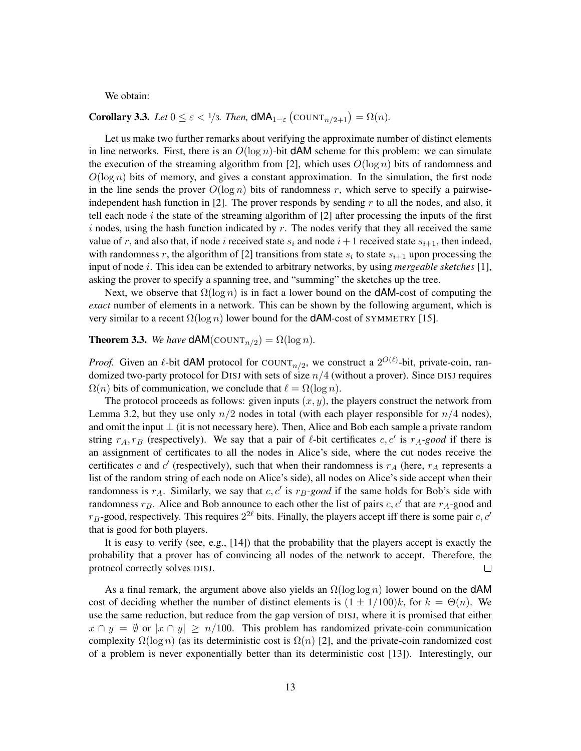We obtain:

**Corollary 3.3.** *Let $0 \leq \varepsilon < 1/3$. Then,* $\mathsf{dMA}_{1-\varepsilon}\left(\text{COUNT}_{n/2+1}\right) = \Omega(n)$.

Let us make two further remarks about verifying the approximate number of distinct elements in line networks. First, there is an $O(\log n)$-bit $\mathsf{dAM}$ scheme for this problem: we can simulate the execution of the streaming algorithm from [2], which uses $O(\log n)$ bits of randomness and $O(\log n)$ bits of memory, and gives a constant approximation. In the simulation, the first node in the line sends the prover $O(\log n)$ bits of randomness $r$, which serve to specify a pairwise-independent hash function in [2]. The prover responds by sending $r$ to all the nodes, and also, it tell each node $i$ the state of the streaming algorithm of [2] after processing the inputs of the first $i$ nodes, using the hash function indicated by $r$. The nodes verify that they all received the same value of $r$, and also that, if node $i$ received state $s_i$ and node $i+1$ received state $s_{i+1}$, then indeed, with randomness $r$, the algorithm of [2] transitions from state $s_i$ to state $s_{i+1}$ upon processing the input of node $i$. This idea can be extended to arbitrary networks, by using *mergeable sketches* [1], asking the prover to specify a spanning tree, and "summing" the sketches up the tree.

Next, we observe that $\Omega(\log n)$ is in fact a lower bound on the $\mathsf{dAM}$-cost of computing the *exact* number of elements in a network. This can be shown by the following argument, which is very similar to a recent $\Omega(\log n)$ lower bound for the $\mathsf{dAM}$-cost of SYMMETRY [15].

**Theorem 3.3.** *We have* $\mathsf{dAM}(\text{COUNT}_{n/2}) = \Omega(\log n)$.

*Proof.* Given an $\ell$-bit $\mathsf{dAM}$ protocol for $\text{COUNT}_{n/2}$, we construct a $2^{O(\ell)}$-bit, private-coin, randomized two-party protocol for DISJ with sets of size $n/4$ (without a prover). Since DISJ requires $\Omega(n)$ bits of communication, we conclude that $\ell = \Omega(\log n)$.

The protocol proceeds as follows: given inputs $(x, y)$, the players construct the network from Lemma 3.2, but they use only $n/2$ nodes in total (with each player responsible for $n/4$ nodes), and omit the input $\perp$ (it is not necessary here). Then, Alice and Bob each sample a private random string $r_A, r_B$ (respectively). We say that a pair of $\ell$-bit certificates $c, c'$ is $r_A$-*good* if there is an assignment of certificates to all the nodes in Alice's side, where the cut nodes receive the certificates $c$ and $c'$ (respectively), such that when their randomness is $r_A$ (here, $r_A$ represents a list of the random string of each node on Alice's side), all nodes on Alice's side accept when their randomness is $r_A$. Similarly, we say that $c, c'$ is $r_B$-*good* if the same holds for Bob's side with randomness $r_B$. Alice and Bob announce to each other the list of pairs $c, c'$ that are $r_A$-good and $r_B$-good, respectively. This requires $2^{2\ell}$ bits. Finally, the players accept iff there is some pair $c, c'$ that is good for both players.

It is easy to verify (see, e.g., [14]) that the probability that the players accept is exactly the probability that a prover has of convincing all nodes of the network to accept. Therefore, the protocol correctly solves DISJ. $\square$

As a final remark, the argument above also yields an $\Omega(\log \log n)$ lower bound on the $\mathsf{dAM}$ cost of deciding whether the number of distinct elements is $(1 \pm 1/100)k$, for $k = \Theta(n)$. We use the same reduction, but reduce from the gap version of DISJ, where it is promised that either $x \cap y = \emptyset$ or $|x \cap y| \geq n/100$. This problem has randomized private-coin communication complexity $\Omega(\log n)$ (as its deterministic cost is $\Omega(n)$ [2], and the private-coin randomized cost of a problem is never exponentially better than its deterministic cost [13]). Interestingly, our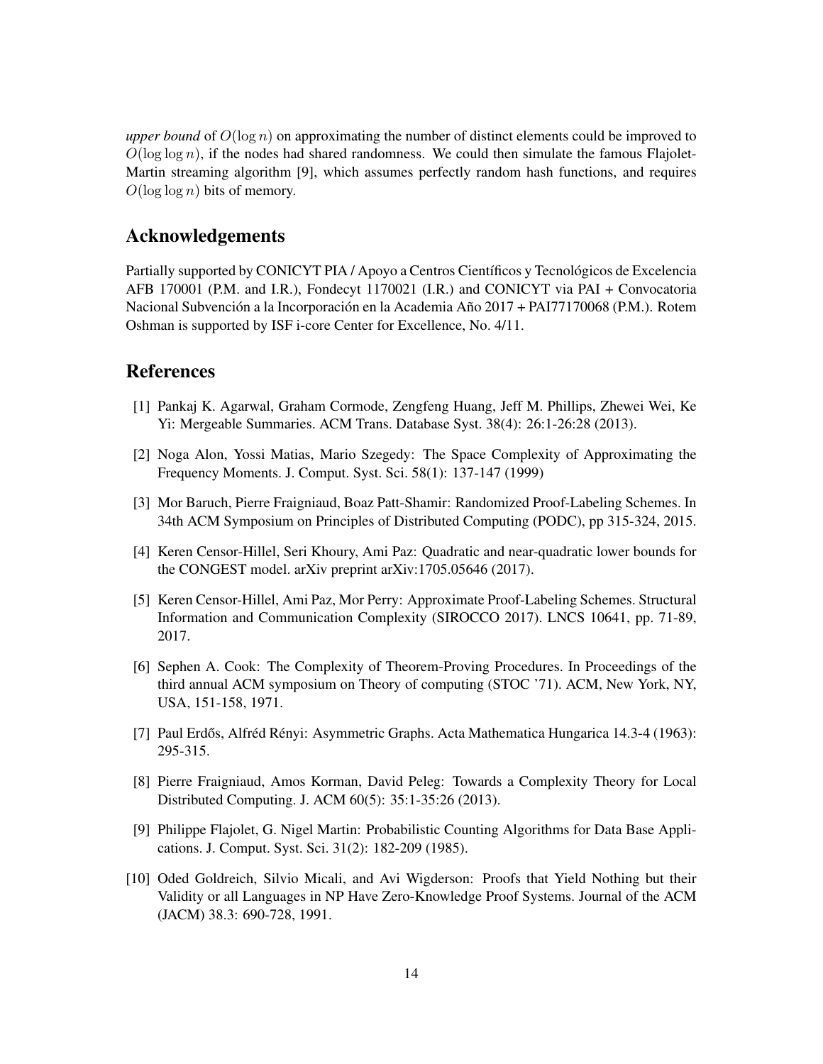*upper bound* of $O(\log n)$ on approximating the number of distinct elements could be improved to $O(\log \log n)$, if the nodes had shared randomness. We could then simulate the famous Flajolet-Martin streaming algorithm [9], which assumes perfectly random hash functions, and requires $O(\log \log n)$ bits of memory.

## Acknowledgements

Partially supported by CONICYT PIA / Apoyo a Centros Científicos y Tecnológicos de Excelencia AFB 170001 (P.M. and I.R.), Fondecyt 1170021 (I.R.) and CONICYT via PAI + Convocatoria Nacional Subvención a la Incorporación en la Academia Año 2017 + PAI77170068 (P.M.). Rotem Oshman is supported by ISF i-core Center for Excellence, No. 4/11.

## References

[1] Pankaj K. Agarwal, Graham Cormode, Zengfeng Huang, Jeff M. Phillips, Zhewei Wei, Ke Yi: Mergeable Summaries. ACM Trans. Database Syst. 38(4): 26:1-26:28 (2013).

[2] Noga Alon, Yossi Matias, Mario Szegedy: The Space Complexity of Approximating the Frequency Moments. J. Comput. Syst. Sci. 58(1): 137-147 (1999)

[3] Mor Baruch, Pierre Fraigniaud, Boaz Patt-Shamir: Randomized Proof-Labeling Schemes. In 34th ACM Symposium on Principles of Distributed Computing (PODC), pp 315-324, 2015.

[4] Keren Censor-Hillel, Seri Khoury, Ami Paz: Quadratic and near-quadratic lower bounds for the CONGEST model. arXiv preprint arXiv:1705.05646 (2017).

[5] Keren Censor-Hillel, Ami Paz, Mor Perry: Approximate Proof-Labeling Schemes. Structural Information and Communication Complexity (SIROCCO 2017). LNCS 10641, pp. 71-89, 2017.

[6] Sephen A. Cook: The Complexity of Theorem-Proving Procedures. In Proceedings of the third annual ACM symposium on Theory of computing (STOC '71). ACM, New York, NY, USA, 151-158, 1971.

[7] Paul Erdős, Alfréd Rényi: Asymmetric Graphs. Acta Mathematica Hungarica 14.3-4 (1963): 295-315.

[8] Pierre Fraigniaud, Amos Korman, David Peleg: Towards a Complexity Theory for Local Distributed Computing. J. ACM 60(5): 35:1-35:26 (2013).

[9] Philippe Flajolet, G. Nigel Martin: Probabilistic Counting Algorithms for Data Base Applications. J. Comput. Syst. Sci. 31(2): 182-209 (1985).

[10] Oded Goldreich, Silvio Micali, and Avi Wigderson: Proofs that Yield Nothing but their Validity or all Languages in NP Have Zero-Knowledge Proof Systems. Journal of the ACM (JACM) 38.3: 690-728, 1991.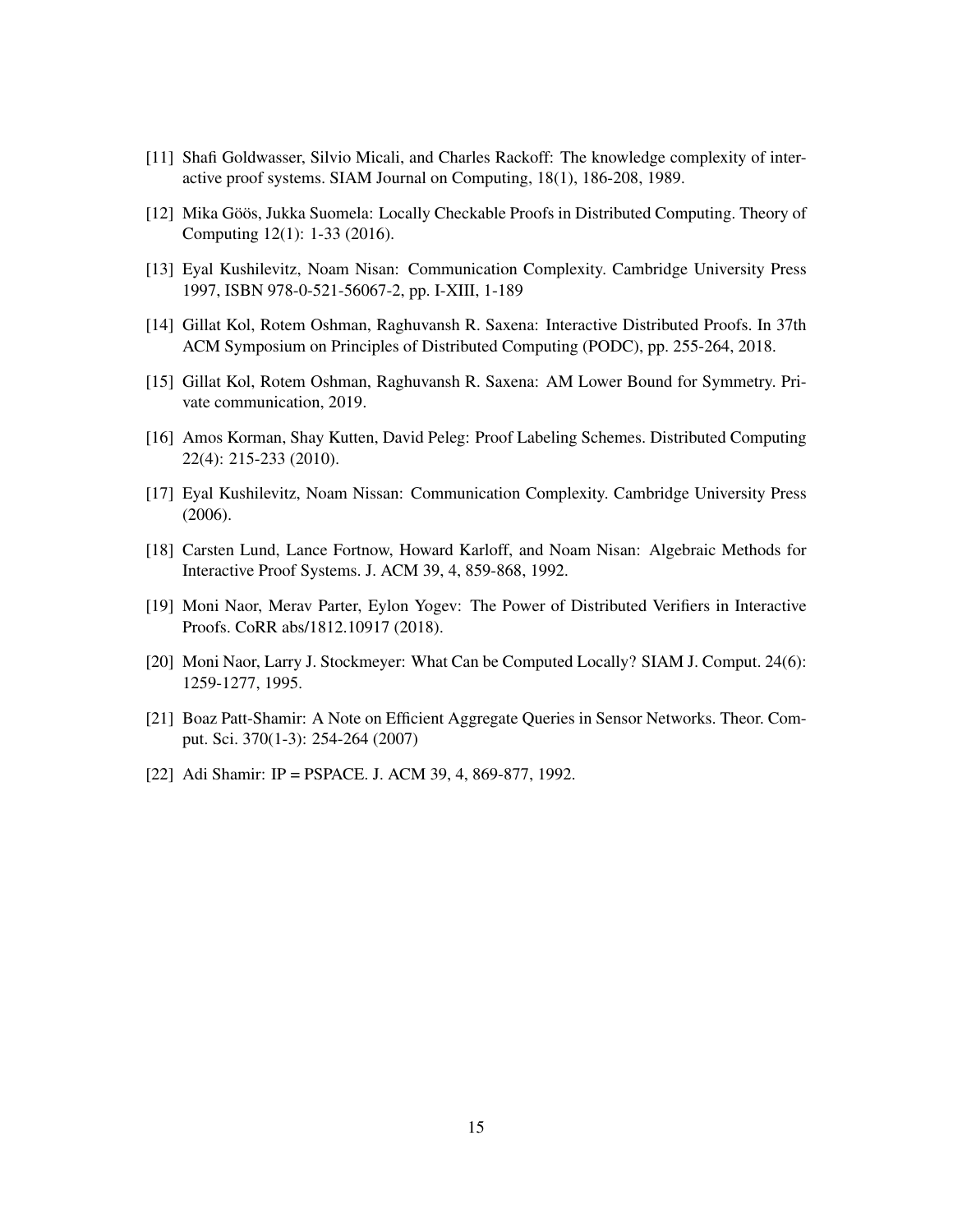[11] Shafi Goldwasser, Silvio Micali, and Charles Rackoff: The knowledge complexity of interactive proof systems. SIAM Journal on Computing, 18(1), 186-208, 1989.

[12] Mika Göös, Jukka Suomela: Locally Checkable Proofs in Distributed Computing. Theory of Computing 12(1): 1-33 (2016).

[13] Eyal Kushilevitz, Noam Nisan: Communication Complexity. Cambridge University Press 1997, ISBN 978-0-521-56067-2, pp. I-XIII, 1-189

[14] Gillat Kol, Rotem Oshman, Raghuvansh R. Saxena: Interactive Distributed Proofs. In 37th ACM Symposium on Principles of Distributed Computing (PODC), pp. 255-264, 2018.

[15] Gillat Kol, Rotem Oshman, Raghuvansh R. Saxena: AM Lower Bound for Symmetry. Private communication, 2019.

[16] Amos Korman, Shay Kutten, David Peleg: Proof Labeling Schemes. Distributed Computing 22(4): 215-233 (2010).

[17] Eyal Kushilevitz, Noam Nissan: Communication Complexity. Cambridge University Press (2006).

[18] Carsten Lund, Lance Fortnow, Howard Karloff, and Noam Nisan: Algebraic Methods for Interactive Proof Systems. J. ACM 39, 4, 859-868, 1992.

[19] Moni Naor, Merav Parter, Eylon Yogev: The Power of Distributed Verifiers in Interactive Proofs. CoRR abs/1812.10917 (2018).

[20] Moni Naor, Larry J. Stockmeyer: What Can be Computed Locally? SIAM J. Comput. 24(6): 1259-1277, 1995.

[21] Boaz Patt-Shamir: A Note on Efficient Aggregate Queries in Sensor Networks. Theor. Comput. Sci. 370(1-3): 254-264 (2007)

[22] Adi Shamir: IP = PSPACE. J. ACM 39, 4, 869-877, 1992.